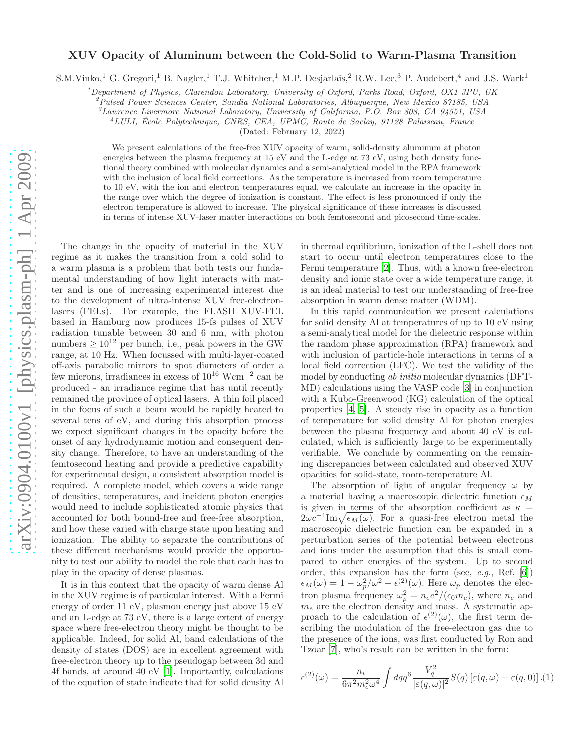# XUV Opacity of Aluminum between the Cold-Solid to Warm-Plasma Transition

S.M.Vinko,[1] G. Gregori,[1] B. Nagler,[1] T.J. Whitcher,[1] M.P. Desjarlais,[2] R.W. Lee,[3] P. Audebert,[4] and J.S. Wark[1]

[1] Department of Physics, Clarendon Laboratory, University of Oxford, Parks Road, Oxford, OX1 3PU, UK
[2] Pulsed Power Sciences Center, Sandia National Laboratories, Albuquerque, New Mexico 87185, USA
[3] Lawrence Livermore National Laboratory, University of California, P.O. Box 808, CA 94551, USA
[4] LULI, École Polytechnique, CNRS, CEA, UPMC, Route de Saclay, 91128 Palaiseau, France

(Dated: February 12, 2022)

We present calculations of the free-free XUV opacity of warm, solid-density aluminum at photon energies between the plasma frequency at 15 eV and the L-edge at 73 eV, using both density functional theory combined with molecular dynamics and a semi-analytical model in the RPA framework with the inclusion of local field corrections. As the temperature is increased from room temperature to 10 eV, with the ion and electron temperatures equal, we calculate an increase in the opacity in the range over which the degree of ionization is constant. The effect is less pronounced if only the electron temperature is allowed to increase. The physical significance of these increases is discussed in terms of intense XUV-laser matter interactions on both femtosecond and picosecond time-scales.

The change in the opacity of material in the XUV regime as it makes the transition from a cold solid to a warm plasma is a problem that both tests our fundamental understanding of how light interacts with matter and is one of increasing experimental interest due to the development of ultra-intense XUV free-electron-lasers (FELs). For example, the FLASH XUV-FEL based in Hamburg now produces 15-fs pulses of XUV radiation tunable between 30 and 6 nm, with photon numbers $\geq 10^{12}$ per bunch, i.e., peak powers in the GW range, at 10 Hz. When focussed with multi-layer-coated off-axis parabolic mirrors to spot diameters of order a few microns, irradiances in excess of $10^{16}$ Wcm$^{-2}$ can be produced - an irradiance regime that has until recently remained the province of optical lasers. A thin foil placed in the focus of such a beam would be rapidly heated to several tens of eV, and during this absorption process we expect significant changes in the opacity before the onset of any hydrodynamic motion and consequent density change. Therefore, to have an understanding of the femtosecond heating and provide a predictive capability for experimental design, a consistent absorption model is required. A complete model, which covers a wide range of densities, temperatures, and incident photon energies would need to include sophisticated atomic physics that accounted for both bound-free and free-free absorption, and how these varied with charge state upon heating and ionization. The ability to separate the contributions of these different mechanisms would provide the opportunity to test our ability to model the role that each has to play in the opacity of dense plasmas.

It is in this context that the opacity of warm dense Al in the XUV regime is of particular interest. With a Fermi energy of order 11 eV, plasmon energy just above 15 eV and an L-edge at 73 eV, there is a large extent of energy space where free-electron theory might be thought to be applicable. Indeed, for solid Al, band calculations of the density of states (DOS) are in excellent agreement with free-electron theory up to the pseudogap between 3d and 4f bands, at around 40 eV [1]. Importantly, calculations of the equation of state indicate that for solid density Al in thermal equilibrium, ionization of the L-shell does not start to occur until electron temperatures close to the Fermi temperature [2]. Thus, with a known free-electron density and ionic state over a wide temperature range, it is an ideal material to test our understanding of free-free absorption in warm dense matter (WDM).

In this rapid communication we present calculations for solid density Al at temperatures of up to 10 eV using a semi-analytical model for the dielectric response within the random phase approximation (RPA) framework and with inclusion of particle-hole interactions in terms of a local field correction (LFC). We test the validity of the model by conducting *ab initio* molecular dynamics (DFT-MD) calculations using the VASP code [3] in conjunction with a Kubo-Greenwood (KG) calculation of the optical properties [4, 5]. A steady rise in opacity as a function of temperature for solid density Al for photon energies between the plasma frequency and about 40 eV is calculated, which is sufficiently large to be experimentally verifiable. We conclude by commenting on the remaining discrepancies between calculated and observed XUV opacities for solid-state, room-temperature Al.

The absorption of light of angular frequency $\omega$ by a material having a macroscopic dielectric function $\epsilon_M$ is given in terms of the absorption coefficient as $\kappa = 2\omega c^{-1}\mathrm{Im}\sqrt{\epsilon_M(\omega)}$. For a quasi-free electron metal the macroscopic dielectric function can be expanded in a perturbation series of the potential between electrons and ions under the assumption that this is small compared to other energies of the system. Up to second order, this expansion has the form (see, *e.g.*, Ref. [6]) $\epsilon_M(\omega) = 1 - \omega_p^2/\omega^2 + \epsilon^{(2)}(\omega)$. Here $\omega_p$ denotes the electron plasma frequency $\omega_p^2 = n_e e^2/(\epsilon_0 m_e)$, where $n_e$ and $m_e$ are the electron density and mass. A systematic approach to the calculation of $\epsilon^{(2)}(\omega)$, the first term describing the modulation of the free-electron gas due to the presence of the ions, was first conducted by Ron and Tzoar [7], who's result can be written in the form:

$$\epsilon^{(2)}(\omega) = \frac{n_i}{6\pi^2 m_e^2 \omega^4} \int dq q^6 \frac{V_q^2}{|\varepsilon(q,\omega)|^2} S(q) \left[\varepsilon(q,\omega) - \varepsilon(q,0)\right]. \quad (1)$$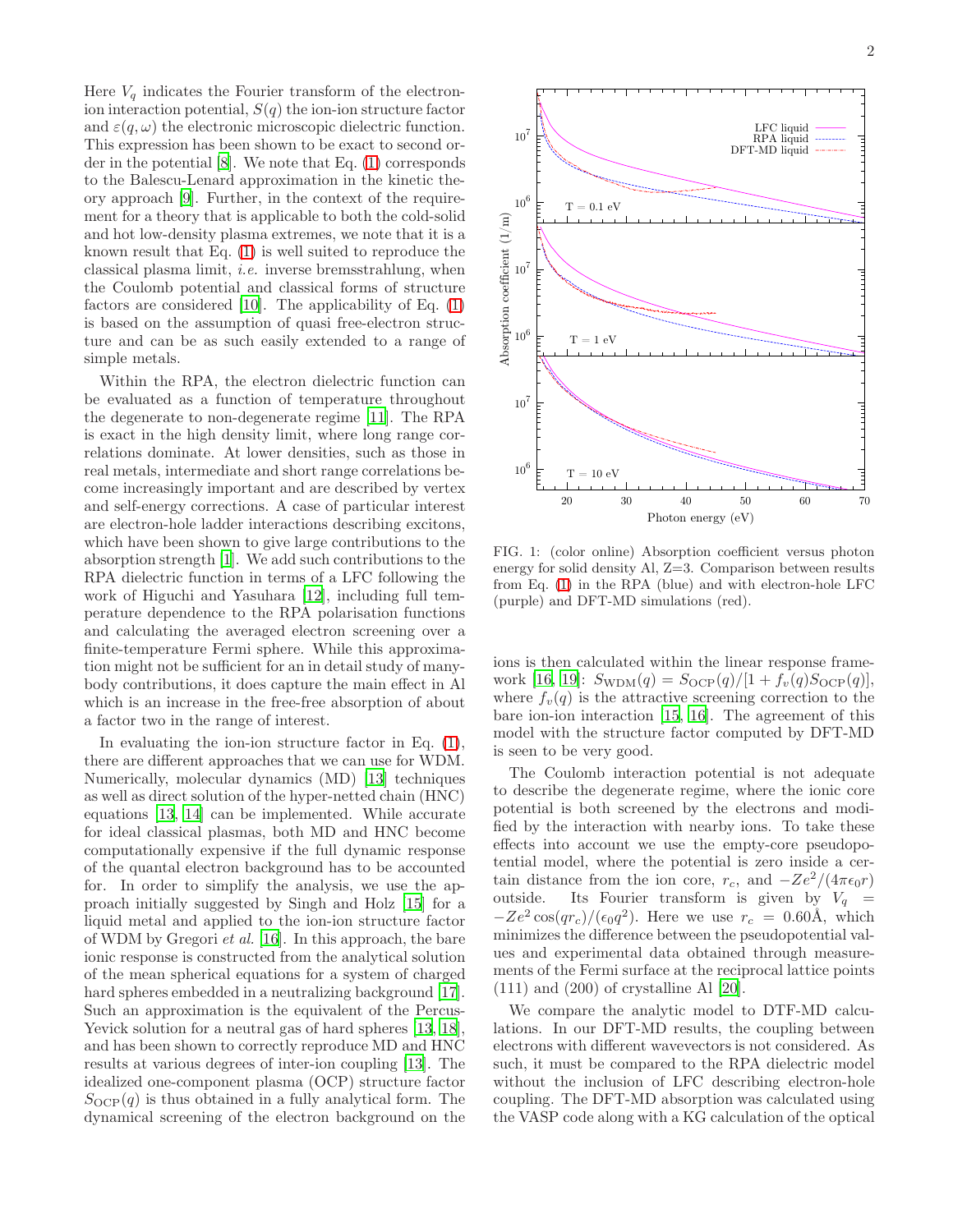Here $V_q$ indicates the Fourier transform of the electron-ion interaction potential, $S(q)$ the ion-ion structure factor and $\varepsilon(q,\omega)$ the electronic microscopic dielectric function. This expression has been shown to be exact to second order in the potential [8]. We note that Eq. (1) corresponds to the Balescu-Lenard approximation in the kinetic theory approach [9]. Further, in the context of the requirement for a theory that is applicable to both the cold-solid and hot low-density plasma extremes, we note that it is a known result that Eq. (1) is well suited to reproduce the classical plasma limit, *i.e.* inverse bremsstrahlung, when the Coulomb potential and classical forms of structure factors are considered [10]. The applicability of Eq. (1) is based on the assumption of quasi free-electron structure and can be as such easily extended to a range of simple metals.

Within the RPA, the electron dielectric function can be evaluated as a function of temperature throughout the degenerate to non-degenerate regime [11]. The RPA is exact in the high density limit, where long range correlations dominate. At lower densities, such as those in real metals, intermediate and short range correlations become increasingly important and are described by vertex and self-energy corrections. A case of particular interest are electron-hole ladder interactions describing excitons, which have been shown to give large contributions to the absorption strength [1]. We add such contributions to the RPA dielectric function in terms of a LFC following the work of Higuchi and Yasuhara [12], including full temperature dependence to the RPA polarisation functions and calculating the averaged electron screening over a finite-temperature Fermi sphere. While this approximation might not be sufficient for an in detail study of many-body contributions, it does capture the main effect in Al which is an increase in the free-free absorption of about a factor two in the range of interest.

In evaluating the ion-ion structure factor in Eq. (1), there are different approaches that we can use for WDM. Numerically, molecular dynamics (MD) [13] techniques as well as direct solution of the hyper-netted chain (HNC) equations [13, 14] can be implemented. While accurate for ideal classical plasmas, both MD and HNC become computationally expensive if the full dynamic response of the quantal electron background has to be accounted for. In order to simplify the analysis, we use the approach initially suggested by Singh and Holz [15] for a liquid metal and applied to the ion-ion structure factor of WDM by Gregori *et al.* [16]. In this approach, the bare ionic response is constructed from the analytical solution of the mean spherical equations for a system of charged hard spheres embedded in a neutralizing background [17]. Such an approximation is the equivalent of the Percus-Yevick solution for a neutral gas of hard spheres [13, 18], and has been shown to correctly reproduce MD and HNC results at various degrees of inter-ion coupling [13]. The idealized one-component plasma (OCP) structure factor $S_{\rm OCP}(q)$ is thus obtained in a fully analytical form. The dynamical screening of the electron background on the ions is then calculated within the linear response framework [16, 19]: $S_{\rm WDM}(q) = S_{\rm OCP}(q)/[1 + f_v(q)S_{\rm OCP}(q)]$, where $f_v(q)$ is the attractive screening correction to the bare ion-ion interaction [15, 16]. The agreement of this model with the structure factor computed by DFT-MD is seen to be very good.

FIG. 1: (color online) Absorption coefficient versus photon energy for solid density Al, Z=3. Comparison between results from Eq. (1) in the RPA (blue) and with electron-hole LFC (purple) and DFT-MD simulations (red).

The Coulomb interaction potential is not adequate to describe the degenerate regime, where the ionic core potential is both screened by the electrons and modified by the interaction with nearby ions. To take these effects into account we use the empty-core pseudopotential model, where the potential is zero inside a certain distance from the ion core, $r_c$, and $-Ze^2/(4\pi\epsilon_0 r)$ outside. Its Fourier transform is given by $V_q = -Ze^2\cos(qr_c)/(\epsilon_0 q^2)$. Here we use $r_c = 0.60$Å, which minimizes the difference between the pseudopotential values and experimental data obtained through measurements of the Fermi surface at the reciprocal lattice points (111) and (200) of crystalline Al [20].

We compare the analytic model to DTF-MD calculations. In our DFT-MD results, the coupling between electrons with different wavevectors is not considered. As such, it must be compared to the RPA dielectric model without the inclusion of LFC describing electron-hole coupling. The DFT-MD absorption was calculated using the VASP code along with a KG calculation of the optical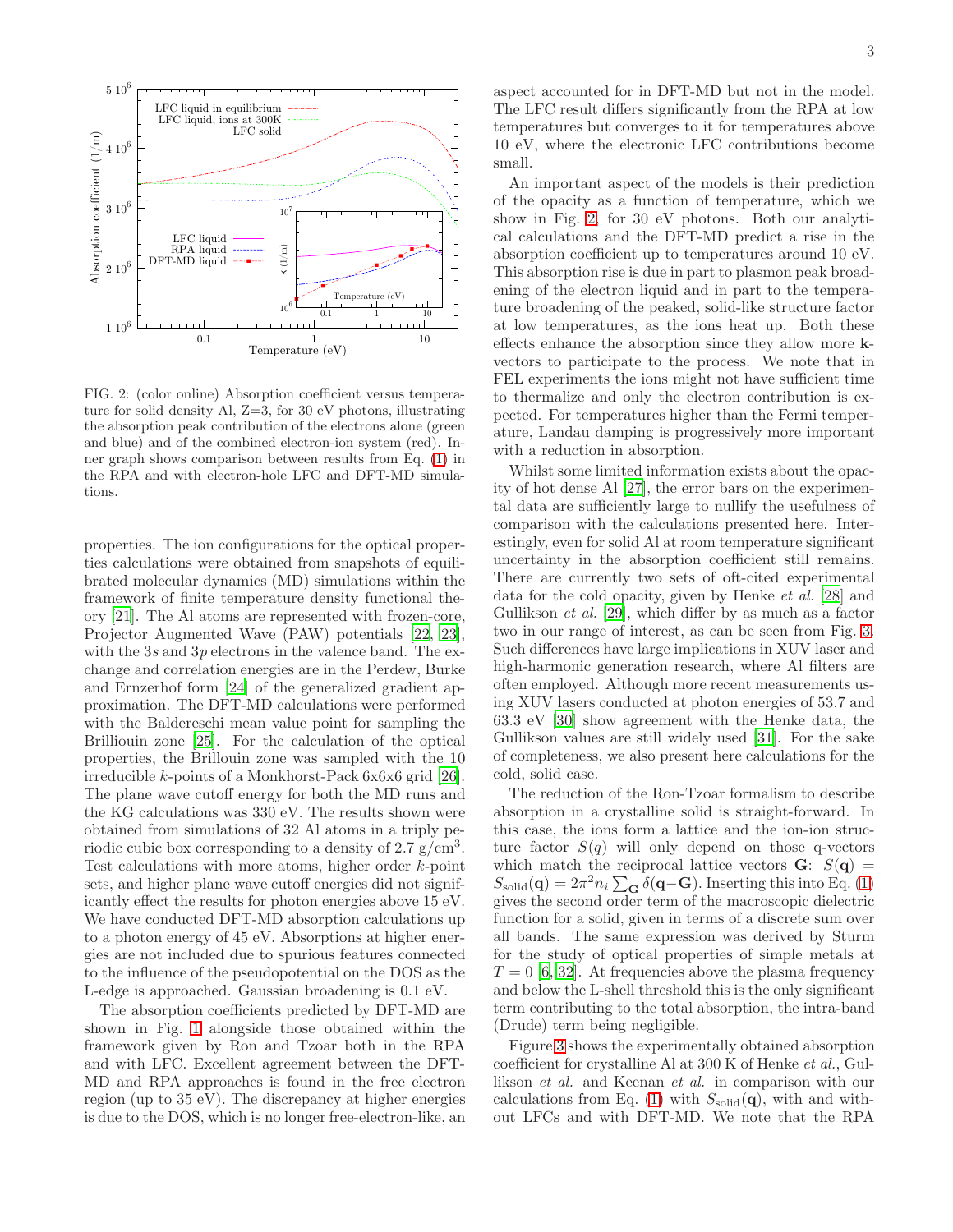FIG. 2: (color online) Absorption coefficient versus temperature for solid density Al, Z=3, for 30 eV photons, illustrating the absorption peak contribution of the electrons alone (green and blue) and of the combined electron-ion system (red). Inner graph shows comparison between results from Eq. (1) in the RPA and with electron-hole LFC and DFT-MD simulations.

properties. The ion configurations for the optical properties calculations were obtained from snapshots of equilibrated molecular dynamics (MD) simulations within the framework of finite temperature density functional theory [21]. The Al atoms are represented with frozen-core, Projector Augmented Wave (PAW) potentials [22, 23], with the 3$s$ and 3$p$ electrons in the valence band. The exchange and correlation energies are in the Perdew, Burke and Ernzerhof form [24] of the generalized gradient approximation. The DFT-MD calculations were performed with the Baldereschi mean value point for sampling the Brillouin zone [25]. For the calculation of the optical properties, the Brillouin zone was sampled with the 10 irreducible $k$-points of a Monkhorst-Pack 6x6x6 grid [26]. The plane wave cutoff energy for both the MD runs and the KG calculations was 330 eV. The results shown were obtained from simulations of 32 Al atoms in a triply periodic cubic box corresponding to a density of 2.7 g/cm$^3$. Test calculations with more atoms, higher order $k$-point sets, and higher plane wave cutoff energies did not significantly effect the results for photon energies above 15 eV. We have conducted DFT-MD absorption calculations up to a photon energy of 45 eV. Absorptions at higher energies are not included due to spurious features connected to the influence of the pseudopotential on the DOS as the L-edge is approached. Gaussian broadening is 0.1 eV.

The absorption coefficients predicted by DFT-MD are shown in Fig. 1 alongside those obtained within the framework given by Ron and Tzoar both in the RPA and with LFC. Excellent agreement between the DFT-MD and RPA approaches is found in the free electron region (up to 35 eV). The discrepancy at higher energies is due to the DOS, which is no longer free-electron-like, an aspect accounted for in DFT-MD but not in the model. The LFC result differs significantly from the RPA at low temperatures but converges to it for temperatures above 10 eV, where the electronic LFC contributions become small.

An important aspect of the models is their prediction of the opacity as a function of temperature, which we show in Fig. 2, for 30 eV photons. Both our analytical calculations and the DFT-MD predict a rise in the absorption coefficient up to temperatures around 10 eV. This absorption rise is due in part to plasmon peak broadening of the electron liquid and in part to the temperature broadening of the peaked, solid-like structure factor at low temperatures, as the ions heat up. Both these effects enhance the absorption since they allow more **k**-vectors to participate to the process. We note that in FEL experiments the ions might not have sufficient time to thermalize and only the electron contribution is expected. For temperatures higher than the Fermi temperature, Landau damping is progressively more important with a reduction in absorption.

Whilst some limited information exists about the opacity of hot dense Al [27], the error bars on the experimental data are sufficiently large to nullify the usefulness of comparison with the calculations presented here. Interestingly, even for solid Al at room temperature significant uncertainty in the absorption coefficient still remains. There are currently two sets of oft-cited experimental data for the cold opacity, given by Henke *et al.* [28] and Gullikson *et al.* [29], which differ by as much as a factor two in our range of interest, as can be seen from Fig. 3. Such differences have large implications in XUV laser and high-harmonic generation research, where Al filters are often employed. Although more recent measurements using XUV lasers conducted at photon energies of 53.7 and 63.3 eV [30] show agreement with the Henke data, the Gullikson values are still widely used [31]. For the sake of completeness, we also present here calculations for the cold, solid case.

The reduction of the Ron-Tzoar formalism to describe absorption in a crystalline solid is straight-forward. In this case, the ions form a lattice and the ion-ion structure factor $S(q)$ will only depend on those q-vectors which match the reciprocal lattice vectors $\mathbf{G}$: $S(\mathbf{q}) = S_{\rm solid}(\mathbf{q}) = 2\pi^2 n_i \sum_{\mathbf{G}} \delta(\mathbf{q}-\mathbf{G})$. Inserting this into Eq. (1) gives the second order term of the macroscopic dielectric function for a solid, given in terms of a discrete sum over all bands. The same expression was derived by Sturm for the study of optical properties of simple metals at $T = 0$ [6, 32]. At frequencies above the plasma frequency and below the L-shell threshold this is the only significant term contributing to the total absorption, the intra-band (Drude) term being negligible.

Figure 3 shows the experimentally obtained absorption coefficient for crystalline Al at 300 K of Henke *et al.*, Gullikson *et al.* and Keenan *et al.* in comparison with our calculations from Eq. (1) with $S_{\rm solid}(\mathbf{q})$, with and without LFCs and with DFT-MD. We note that the RPA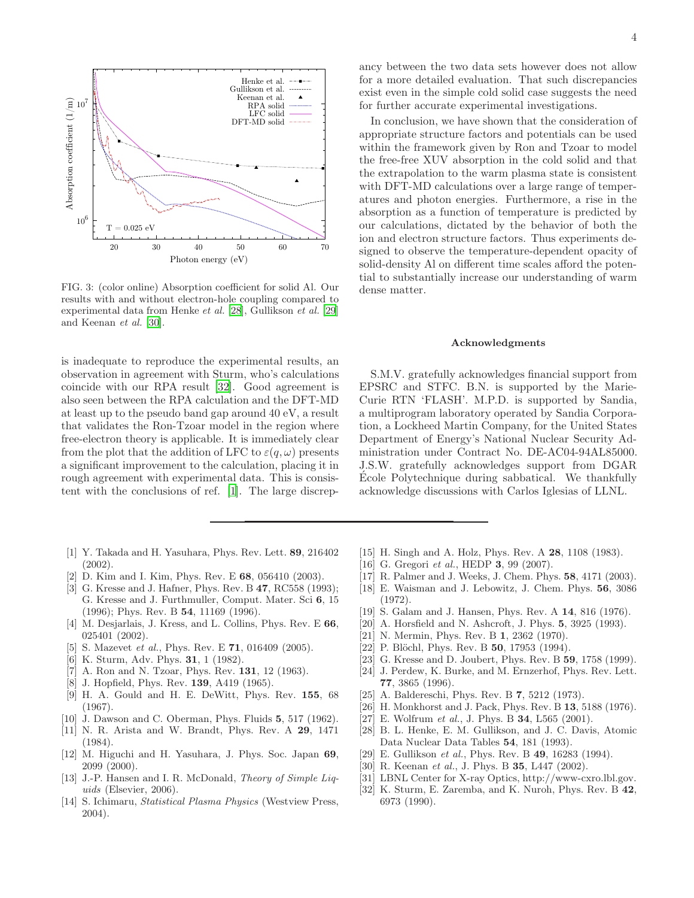Absorption coefficient (1/m)

$10^7$

$10^6$

20 30 40 50 60 70

Photon energy (eV)

T = 0.025 eV

Henke et al.
Gullikson et al.
Keenan et al.
RPA solid
LFC solid
DFT-MD solid

FIG. 3: (color online) Absorption coefficient for solid Al. Our results with and without electron-hole coupling compared to experimental data from Henke *et al.* [28], Gullikson *et al.* [29] and Keenan *et al.* [30].

is inadequate to reproduce the experimental results, an observation in agreement with Sturm, who's calculations coincide with our RPA result [32]. Good agreement is also seen between the RPA calculation and the DFT-MD at least up to the pseudo band gap around 40 eV, a result that validates the Ron-Tzoar model in the region where free-electron theory is applicable. It is immediately clear from the plot that the addition of LFC to $\varepsilon(q,\omega)$ presents a significant improvement to the calculation, placing it in rough agreement with experimental data. This is consistent with the conclusions of ref. [1]. The large discrepancy between the two data sets however does not allow for a more detailed evaluation. That such discrepancies exist even in the simple cold solid case suggests the need for further accurate experimental investigations.

In conclusion, we have shown that the consideration of appropriate structure factors and potentials can be used within the framework given by Ron and Tzoar to model the free-free XUV absorption in the cold solid and that the extrapolation to the warm plasma state is consistent with DFT-MD calculations over a large range of temperatures and photon energies. Furthermore, a rise in the absorption as a function of temperature is predicted by our calculations, dictated by the behavior of both the ion and electron structure factors. Thus experiments designed to observe the temperature-dependent opacity of solid-density Al on different time scales afford the potential to substantially increase our understanding of warm dense matter.

### Acknowledgments

S.M.V. gratefully acknowledges financial support from EPSRC and STFC. B.N. is supported by the Marie-Curie RTN 'FLASH'. M.P.D. is supported by Sandia, a multiprogram laboratory operated by Sandia Corporation, a Lockheed Martin Company, for the United States Department of Energy's National Nuclear Security Administration under Contract No. DE-AC04-94AL85000. J.S.W. gratefully acknowledges support from DGAR École Polytechnique during sabbatical. We thankfully acknowledge discussions with Carlos Iglesias of LLNL.

---

[1] Y. Takada and H. Yasuhara, Phys. Rev. Lett. **89**, 216402 (2002).
[2] D. Kim and I. Kim, Phys. Rev. E **68**, 056410 (2003).
[3] G. Kresse and J. Hafner, Phys. Rev. B **47**, RC558 (1993); G. Kresse and J. Furthmuller, Comput. Mater. Sci **6**, 15 (1996); Phys. Rev. B **54**, 11169 (1996).
[4] M. Desjarlais, J. Kress, and L. Collins, Phys. Rev. E **66**, 025401 (2002).
[5] S. Mazevet *et al.*, Phys. Rev. E **71**, 016409 (2005).
[6] K. Sturm, Adv. Phys. **31**, 1 (1982).
[7] A. Ron and N. Tzoar, Phys. Rev. **131**, 12 (1963).
[8] J. Hopfield, Phys. Rev. **139**, A419 (1965).
[9] H. A. Gould and H. E. DeWitt, Phys. Rev. **155**, 68 (1967).
[10] J. Dawson and C. Oberman, Phys. Fluids **5**, 517 (1962).
[11] N. R. Arista and W. Brandt, Phys. Rev. A **29**, 1471 (1984).
[12] M. Higuchi and H. Yasuhara, J. Phys. Soc. Japan **69**, 2099 (2000).
[13] J.-P. Hansen and I. R. McDonald, *Theory of Simple Liquids* (Elsevier, 2006).
[14] S. Ichimaru, *Statistical Plasma Physics* (Westview Press, 2004).
[15] H. Singh and A. Holz, Phys. Rev. A **28**, 1108 (1983).
[16] G. Gregori *et al.*, HEDP **3**, 99 (2007).
[17] R. Palmer and J. Weeks, J. Chem. Phys. **58**, 4171 (2003).
[18] E. Waisman and J. Lebowitz, J. Chem. Phys. **56**, 3086 (1972).
[19] S. Galam and J. Hansen, Phys. Rev. A **14**, 816 (1976).
[20] A. Horsfield and N. Ashcroft, J. Phys. **5**, 3925 (1993).
[21] N. Mermin, Phys. Rev. B **1**, 2362 (1970).
[22] P. Blöchl, Phys. Rev. B **50**, 17953 (1994).
[23] G. Kresse and D. Joubert, Phys. Rev. B **59**, 1758 (1999).
[24] J. Perdew, K. Burke, and M. Ernzerhof, Phys. Rev. Lett. **77**, 3865 (1996).
[25] A. Baldereschi, Phys. Rev. B **7**, 5212 (1973).
[26] H. Monkhorst and J. Pack, Phys. Rev. B **13**, 5188 (1976).
[27] E. Wolfrum *et al.*, J. Phys. B **34**, L565 (2001).
[28] B. L. Henke, E. M. Gullikson, and J. C. Davis, Atomic Data Nuclear Data Tables **54**, 181 (1993).
[29] E. Gullikson *et al.*, Phys. Rev. B **49**, 16283 (1994).
[30] R. Keenan *et al.*, J. Phys. B **35**, L447 (2002).
[31] LBNL Center for X-ray Optics, http://www-cxro.lbl.gov.
[32] K. Sturm, E. Zaremba, and K. Nuroh, Phys. Rev. B **42**, 6973 (1990).